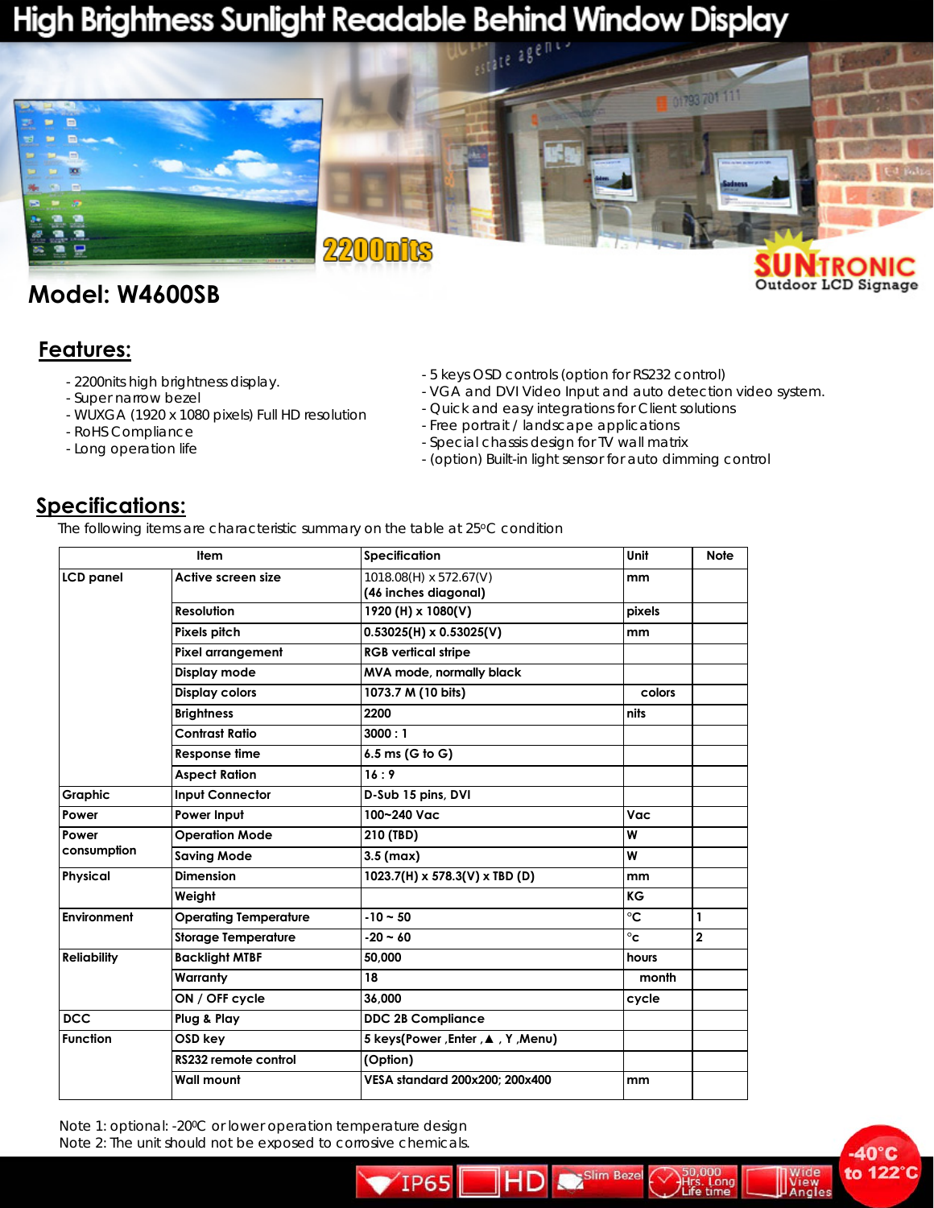# High Brightness Sunlight Readable Behind Window Display

2200nits

SUNTRONIC Outdoor LCD Signage

## Model: W4600SB

## Features:

- 2200nits high brightness display.
- Super narrow bezel
- WUXGA (1920 x 1080 pixels) Full HD resolution
- RoHS Compliance
- Long operation life
- 5 keys OSD controls (option for RS232 control)
- VGA and DVI Video Input and auto detection video system.
- Quick and easy integrations for Client solutions
- Free portrait / landscape applications
- Special chassis design for TV wall matrix
- (option) Built-in light sensor for auto dimming control

## Specifications:

The following items are characteristic summary on the table at 25°C condition

| Item | | Specification | Unit | Note |
|---|---|---|---|---|
| LCD panel | Active screen size | 1018.08(H) x 572.67(V) (46 inches diagonal) | mm | |
| | Resolution | 1920 (H) x 1080(V) | pixels | |
| | Pixels pitch | 0.53025(H) x 0.53025(V) | mm | |
| | Pixel arrangement | RGB vertical stripe | | |
| | Display mode | MVA mode, normally black | | |
| | Display colors | 1073.7 M (10 bits) | colors | |
| | Brightness | 2200 | nits | |
| | Contrast Ratio | 3000 : 1 | | |
| | Response time | 6.5 ms (G to G) | | |
| | Aspect Ration | 16 : 9 | | |
| Graphic | Input Connector | D-Sub 15 pins, DVI | | |
| Power | Power Input | 100~240 Vac | Vac | |
| Power consumption | Operation Mode | 210 (TBD) | W | |
| | Saving Mode | 3.5 (max) | W | |
| Physical | Dimension | 1023.7(H) x 578.3(V) x TBD (D) | mm | |
| | Weight | | KG | |
| Environment | Operating Temperature | -10 ~ 50 | °C | 1 |
| | Storage Temperature | -20 ~ 60 | °c | 2 |
| Reliability | Backlight MTBF | 50,000 | hours | |
| | Warranty | 18 | month | |
| | ON / OFF cycle | 36,000 | cycle | |
| DCC | Plug & Play | DDC 2B Compliance | | |
| Function | OSD key | 5 keys(Power ,Enter ,▲ , Y ,Menu) | | |
| | RS232 remote control | (Option) | | |
| | Wall mount | VESA standard 200x200; 200x400 | mm | |

Note 1: optional: -20°C or lower operation temperature design
Note 2: The unit should not be exposed to corrosive chemicals.

IP65 | HD | Slim Bezel | 50,000 Hrs. Long Life time | Wide View Angles | -40°C to 122°C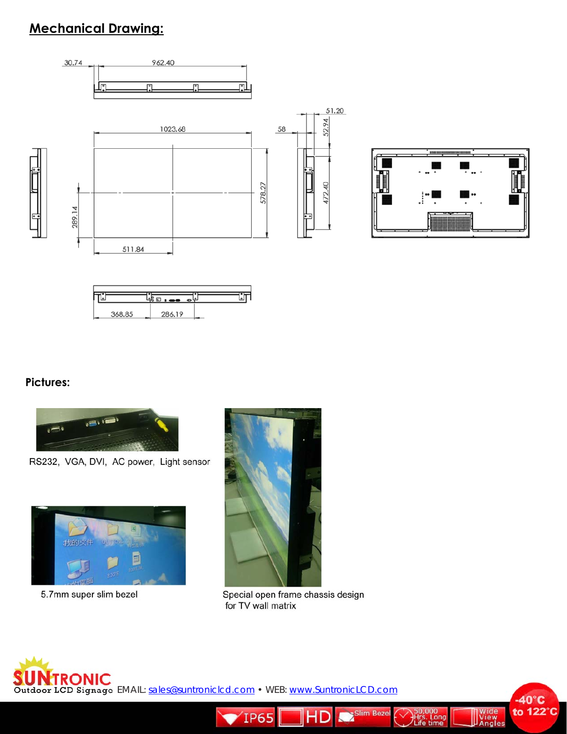## Mechanical Drawing:

30.74
962.40
1023.68
58
51.20
52.94
472.40
578.27
289.14
511.84
368.85
286.19

### Pictures:

RS232, VGA, DVI, AC power, Light sensor

5.7mm super slim bezel

Special open frame chassis design for TV wall matrix

SUNTRONIC Outdoor LCD Signage EMAIL: sales@suntroniclcd.com • WEB: www.SuntronicLCD.com

IP65 | HD | Slim Bezel | 50,000 Hrs. Long Life time | Wide View Angles | -40°C to 122°C